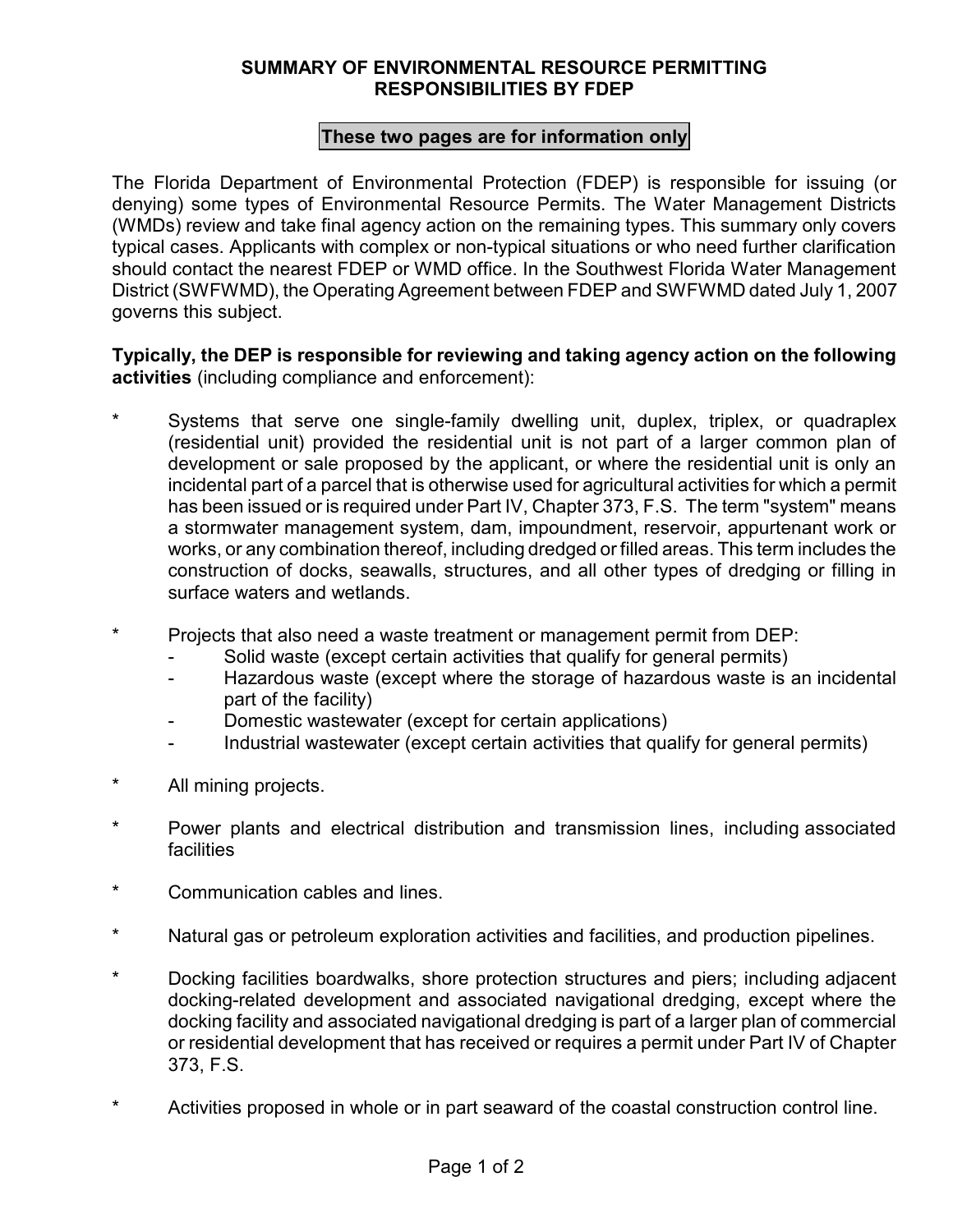# SUMMARY OF ENVIRONMENTAL RESOURCE PERMITTING RESPONSIBILITIES BY FDEP

**These two pages are for information only**

The Florida Department of Environmental Protection (FDEP) is responsible for issuing (or denying) some types of Environmental Resource Permits. The Water Management Districts (WMDs) review and take final agency action on the remaining types. This summary only covers typical cases. Applicants with complex or non-typical situations or who need further clarification should contact the nearest FDEP or WMD office. In the Southwest Florida Water Management District (SWFWMD), the Operating Agreement between FDEP and SWFWMD dated July 1, 2007 governs this subject.

**Typically, the DEP is responsible for reviewing and taking agency action on the following activities** (including compliance and enforcement):

* Systems that serve one single-family dwelling unit, duplex, triplex, or quadraplex (residential unit) provided the residential unit is not part of a larger common plan of development or sale proposed by the applicant, or where the residential unit is only an incidental part of a parcel that is otherwise used for agricultural activities for which a permit has been issued or is required under Part IV, Chapter 373, F.S. The term "system" means a stormwater management system, dam, impoundment, reservoir, appurtenant work or works, or any combination thereof, including dredged or filled areas. This term includes the construction of docks, seawalls, structures, and all other types of dredging or filling in surface waters and wetlands.

* Projects that also need a waste treatment or management permit from DEP:
  - Solid waste (except certain activities that qualify for general permits)
  - Hazardous waste (except where the storage of hazardous waste is an incidental part of the facility)
  - Domestic wastewater (except for certain applications)
  - Industrial wastewater (except certain activities that qualify for general permits)

* All mining projects.

* Power plants and electrical distribution and transmission lines, including associated facilities

* Communication cables and lines.

* Natural gas or petroleum exploration activities and facilities, and production pipelines.

* Docking facilities boardwalks, shore protection structures and piers; including adjacent docking-related development and associated navigational dredging, except where the docking facility and associated navigational dredging is part of a larger plan of commercial or residential development that has received or requires a permit under Part IV of Chapter 373, F.S.

* Activities proposed in whole or in part seaward of the coastal construction control line.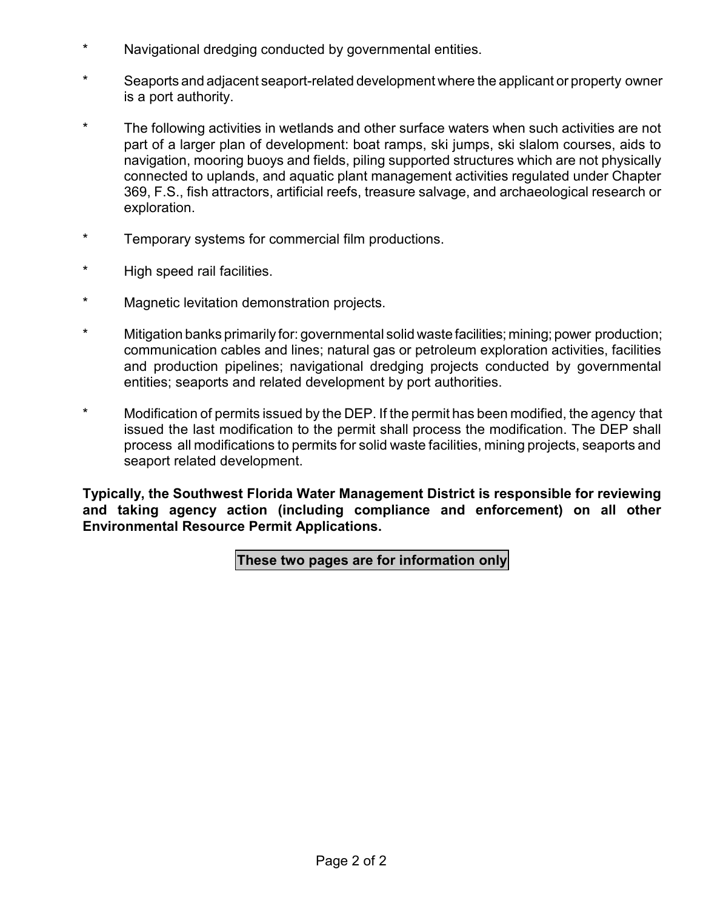* Navigational dredging conducted by governmental entities.

* Seaports and adjacent seaport-related development where the applicant or property owner is a port authority.

* The following activities in wetlands and other surface waters when such activities are not part of a larger plan of development: boat ramps, ski jumps, ski slalom courses, aids to navigation, mooring buoys and fields, piling supported structures which are not physically connected to uplands, and aquatic plant management activities regulated under Chapter 369, F.S., fish attractors, artificial reefs, treasure salvage, and archaeological research or exploration.

* Temporary systems for commercial film productions.

* High speed rail facilities.

* Magnetic levitation demonstration projects.

* Mitigation banks primarily for: governmental solid waste facilities; mining; power production; communication cables and lines; natural gas or petroleum exploration activities, facilities and production pipelines; navigational dredging projects conducted by governmental entities; seaports and related development by port authorities.

* Modification of permits issued by the DEP. If the permit has been modified, the agency that issued the last modification to the permit shall process the modification. The DEP shall process all modifications to permits for solid waste facilities, mining projects, seaports and seaport related development.

**Typically, the Southwest Florida Water Management District is responsible for reviewing and taking agency action (including compliance and enforcement) on all other Environmental Resource Permit Applications.**

**These two pages are for information only**